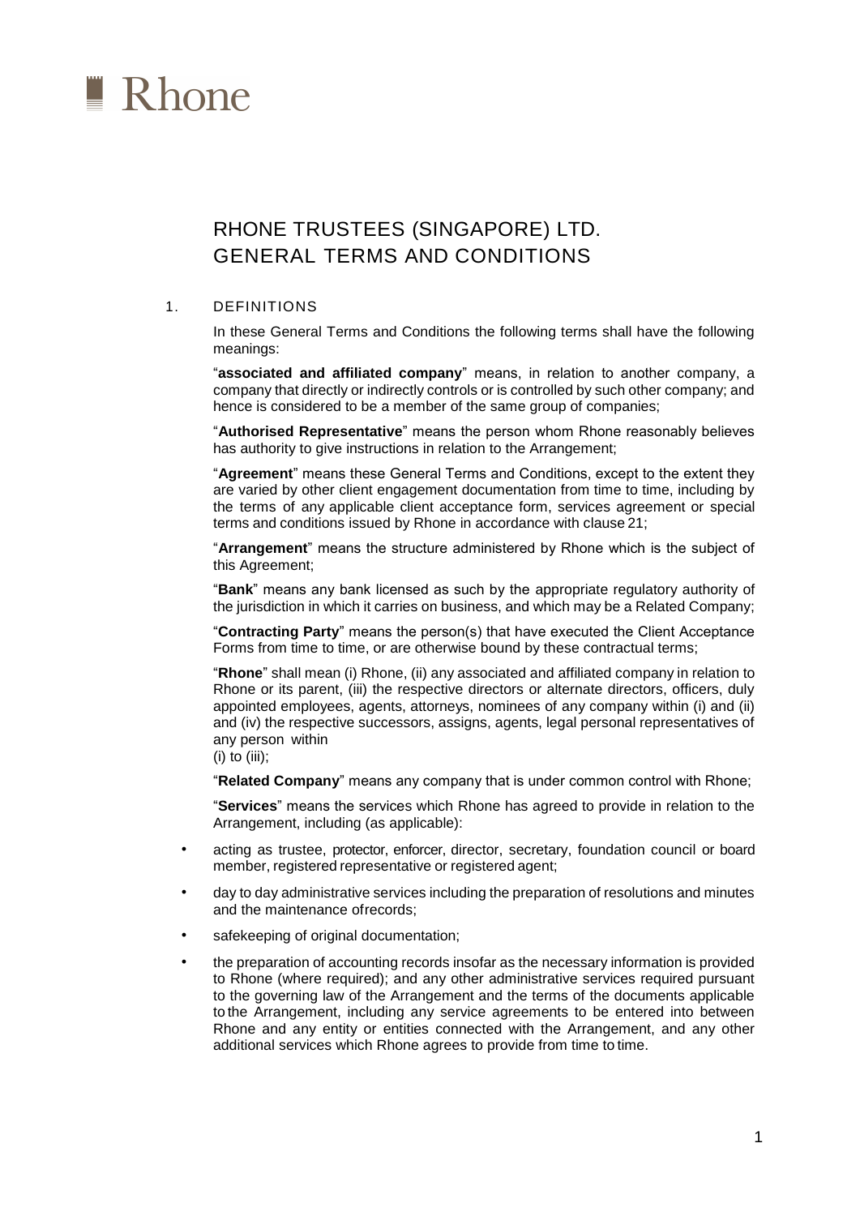# Rhone

## RHONE TRUSTEES (SINGAPORE) LTD. GENERAL TERMS AND CONDITIONS

### 1. DEFINITIONS

In these General Terms and Conditions the following terms shall have the following meanings:

"**associated and affiliated company**" means, in relation to another company, a company that directly or indirectly controls or is controlled by such other company; and hence is considered to be a member of the same group of companies;

"**Authorised Representative**" means the person whom Rhone reasonably believes has authority to give instructions in relation to the Arrangement;

"**Agreement**" means these General Terms and Conditions, except to the extent they are varied by other client engagement documentation from time to time, including by the terms of any applicable client acceptance form, services agreement or special terms and conditions issued by Rhone in accordance with clause 21;

"**Arrangement**" means the structure administered by Rhone which is the subject of this Agreement;

"**Bank**" means any bank licensed as such by the appropriate regulatory authority of the jurisdiction in which it carries on business, and which may be a Related Company;

"**Contracting Party**" means the person(s) that have executed the Client Acceptance Forms from time to time, or are otherwise bound by these contractual terms;

"**Rhone**" shall mean (i) Rhone, (ii) any associated and affiliated company in relation to Rhone or its parent, (iii) the respective directors or alternate directors, officers, duly appointed employees, agents, attorneys, nominees of any company within (i) and (ii) and (iv) the respective successors, assigns, agents, legal personal representatives of any person within (i) to (iii);

"**Related Company**" means any company that is under common control with Rhone;

"**Services**" means the services which Rhone has agreed to provide in relation to the Arrangement, including (as applicable):

- acting as trustee, protector, enforcer, director, secretary, foundation council or board member, registered representative or registered agent;
- day to day administrative services including the preparation of resolutions and minutes and the maintenance of records;
- safekeeping of original documentation;
- the preparation of accounting records insofar as the necessary information is provided to Rhone (where required); and any other administrative services required pursuant to the governing law of the Arrangement and the terms of the documents applicable to the Arrangement, including any service agreements to be entered into between Rhone and any entity or entities connected with the Arrangement, and any other additional services which Rhone agrees to provide from time to time.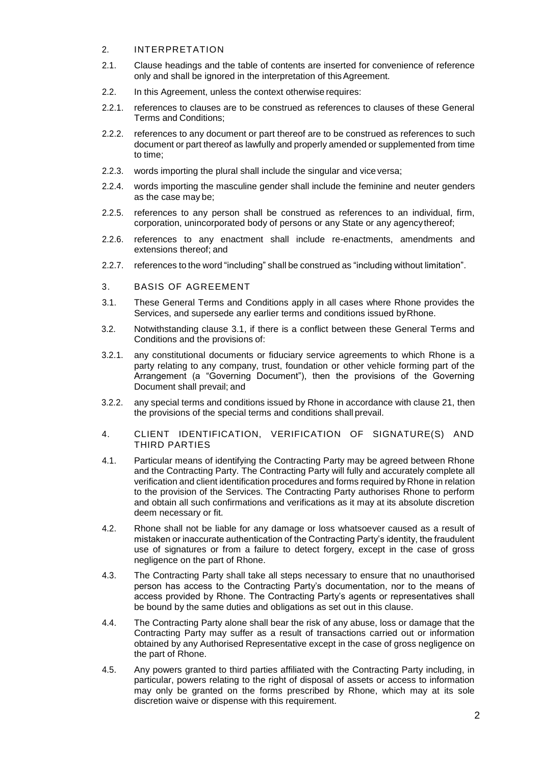## 2. INTERPRETATION

2.1. Clause headings and the table of contents are inserted for convenience of reference only and shall be ignored in the interpretation of this Agreement.

2.2. In this Agreement, unless the context otherwise requires:

2.2.1. references to clauses are to be construed as references to clauses of these General Terms and Conditions;

2.2.2. references to any document or part thereof are to be construed as references to such document or part thereof as lawfully and properly amended or supplemented from time to time;

2.2.3. words importing the plural shall include the singular and vice versa;

2.2.4. words importing the masculine gender shall include the feminine and neuter genders as the case may be;

2.2.5. references to any person shall be construed as references to an individual, firm, corporation, unincorporated body of persons or any State or any agency thereof;

2.2.6. references to any enactment shall include re-enactments, amendments and extensions thereof; and

2.2.7. references to the word "including" shall be construed as "including without limitation".

## 3. BASIS OF AGREEMENT

3.1. These General Terms and Conditions apply in all cases where Rhone provides the Services, and supersede any earlier terms and conditions issued by Rhone.

3.2. Notwithstanding clause 3.1, if there is a conflict between these General Terms and Conditions and the provisions of:

3.2.1. any constitutional documents or fiduciary service agreements to which Rhone is a party relating to any company, trust, foundation or other vehicle forming part of the Arrangement (a "Governing Document"), then the provisions of the Governing Document shall prevail; and

3.2.2. any special terms and conditions issued by Rhone in accordance with clause 21, then the provisions of the special terms and conditions shall prevail.

## 4. CLIENT IDENTIFICATION, VERIFICATION OF SIGNATURE(S) AND THIRD PARTIES

4.1. Particular means of identifying the Contracting Party may be agreed between Rhone and the Contracting Party. The Contracting Party will fully and accurately complete all verification and client identification procedures and forms required by Rhone in relation to the provision of the Services. The Contracting Party authorises Rhone to perform and obtain all such confirmations and verifications as it may at its absolute discretion deem necessary or fit.

4.2. Rhone shall not be liable for any damage or loss whatsoever caused as a result of mistaken or inaccurate authentication of the Contracting Party's identity, the fraudulent use of signatures or from a failure to detect forgery, except in the case of gross negligence on the part of Rhone.

4.3. The Contracting Party shall take all steps necessary to ensure that no unauthorised person has access to the Contracting Party's documentation, nor to the means of access provided by Rhone. The Contracting Party's agents or representatives shall be bound by the same duties and obligations as set out in this clause.

4.4. The Contracting Party alone shall bear the risk of any abuse, loss or damage that the Contracting Party may suffer as a result of transactions carried out or information obtained by any Authorised Representative except in the case of gross negligence on the part of Rhone.

4.5. Any powers granted to third parties affiliated with the Contracting Party including, in particular, powers relating to the right of disposal of assets or access to information may only be granted on the forms prescribed by Rhone, which may at its sole discretion waive or dispense with this requirement.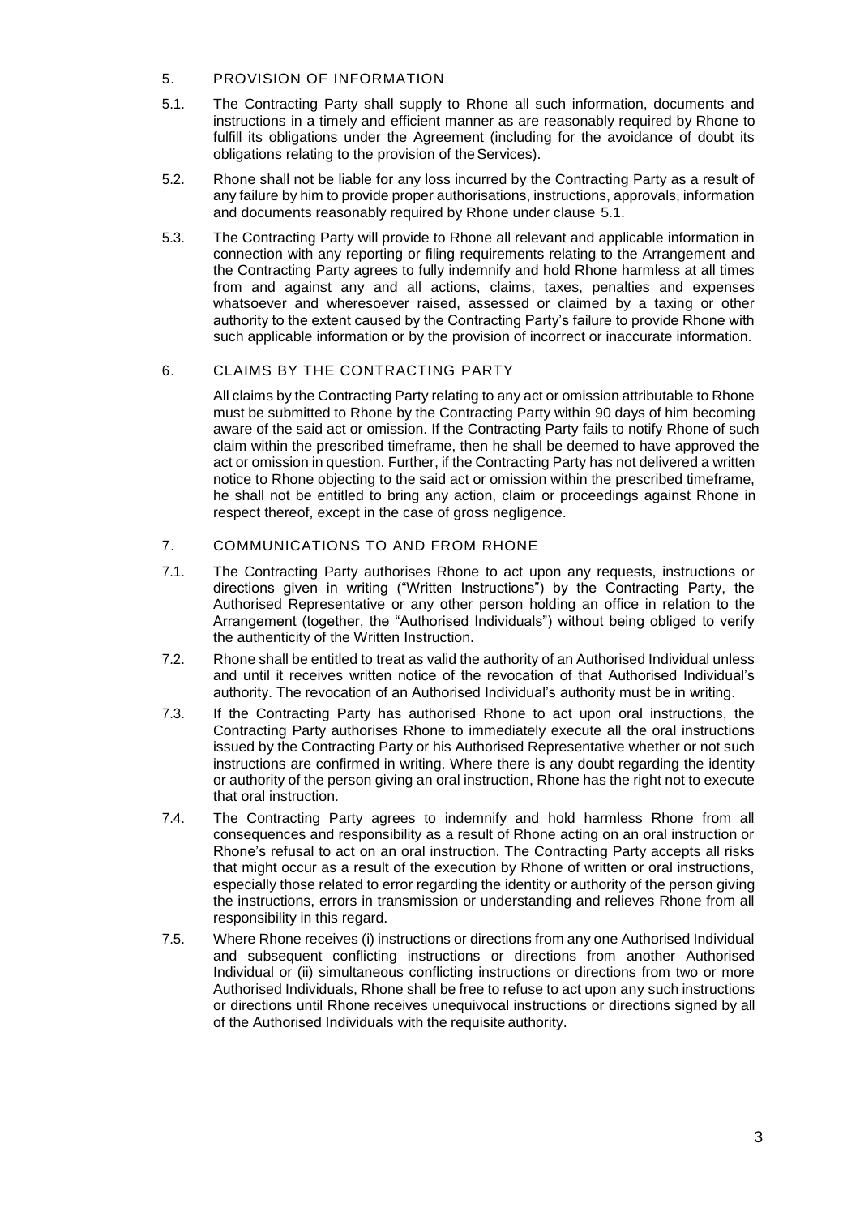## 5. PROVISION OF INFORMATION

5.1. The Contracting Party shall supply to Rhone all such information, documents and instructions in a timely and efficient manner as are reasonably required by Rhone to fulfill its obligations under the Agreement (including for the avoidance of doubt its obligations relating to the provision of the Services).

5.2. Rhone shall not be liable for any loss incurred by the Contracting Party as a result of any failure by him to provide proper authorisations, instructions, approvals, information and documents reasonably required by Rhone under clause 5.1.

5.3. The Contracting Party will provide to Rhone all relevant and applicable information in connection with any reporting or filing requirements relating to the Arrangement and the Contracting Party agrees to fully indemnify and hold Rhone harmless at all times from and against any and all actions, claims, taxes, penalties and expenses whatsoever and wheresoever raised, assessed or claimed by a taxing or other authority to the extent caused by the Contracting Party's failure to provide Rhone with such applicable information or by the provision of incorrect or inaccurate information.

## 6. CLAIMS BY THE CONTRACTING PARTY

All claims by the Contracting Party relating to any act or omission attributable to Rhone must be submitted to Rhone by the Contracting Party within 90 days of him becoming aware of the said act or omission. If the Contracting Party fails to notify Rhone of such claim within the prescribed timeframe, then he shall be deemed to have approved the act or omission in question. Further, if the Contracting Party has not delivered a written notice to Rhone objecting to the said act or omission within the prescribed timeframe, he shall not be entitled to bring any action, claim or proceedings against Rhone in respect thereof, except in the case of gross negligence.

## 7. COMMUNICATIONS TO AND FROM RHONE

7.1. The Contracting Party authorises Rhone to act upon any requests, instructions or directions given in writing ("Written Instructions") by the Contracting Party, the Authorised Representative or any other person holding an office in relation to the Arrangement (together, the "Authorised Individuals") without being obliged to verify the authenticity of the Written Instruction.

7.2. Rhone shall be entitled to treat as valid the authority of an Authorised Individual unless and until it receives written notice of the revocation of that Authorised Individual's authority. The revocation of an Authorised Individual's authority must be in writing.

7.3. If the Contracting Party has authorised Rhone to act upon oral instructions, the Contracting Party authorises Rhone to immediately execute all the oral instructions issued by the Contracting Party or his Authorised Representative whether or not such instructions are confirmed in writing. Where there is any doubt regarding the identity or authority of the person giving an oral instruction, Rhone has the right not to execute that oral instruction.

7.4. The Contracting Party agrees to indemnify and hold harmless Rhone from all consequences and responsibility as a result of Rhone acting on an oral instruction or Rhone's refusal to act on an oral instruction. The Contracting Party accepts all risks that might occur as a result of the execution by Rhone of written or oral instructions, especially those related to error regarding the identity or authority of the person giving the instructions, errors in transmission or understanding and relieves Rhone from all responsibility in this regard.

7.5. Where Rhone receives (i) instructions or directions from any one Authorised Individual and subsequent conflicting instructions or directions from another Authorised Individual or (ii) simultaneous conflicting instructions or directions from two or more Authorised Individuals, Rhone shall be free to refuse to act upon any such instructions or directions until Rhone receives unequivocal instructions or directions signed by all of the Authorised Individuals with the requisite authority.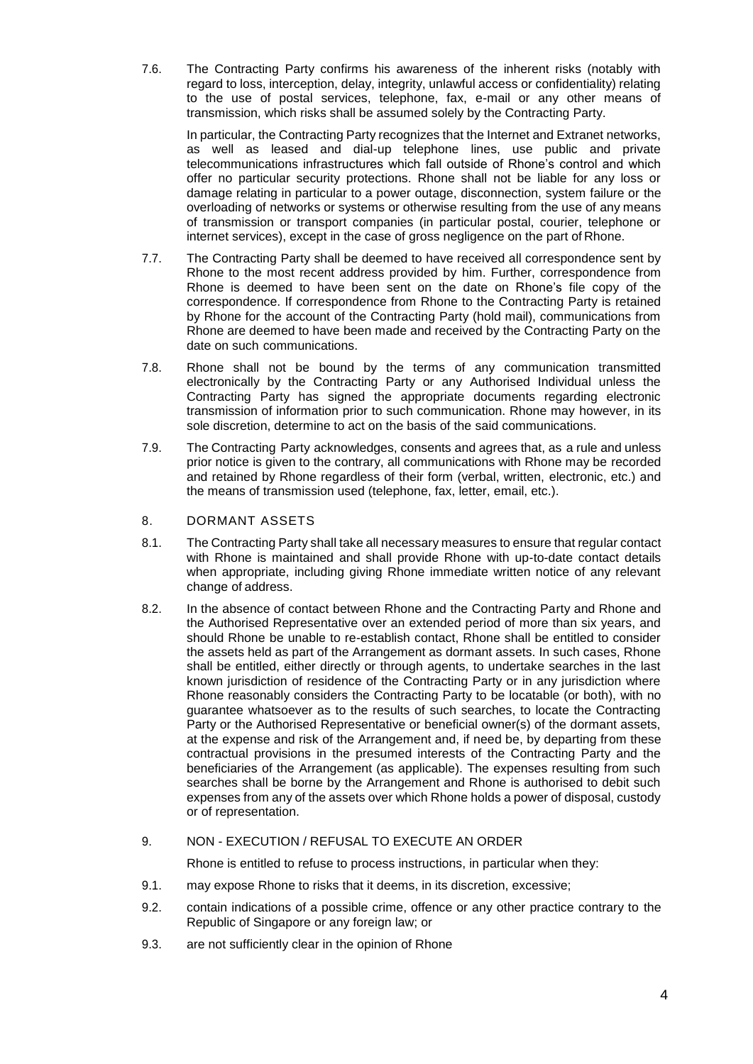7.6. The Contracting Party confirms his awareness of the inherent risks (notably with regard to loss, interception, delay, integrity, unlawful access or confidentiality) relating to the use of postal services, telephone, fax, e-mail or any other means of transmission, which risks shall be assumed solely by the Contracting Party.

In particular, the Contracting Party recognizes that the Internet and Extranet networks, as well as leased and dial-up telephone lines, use public and private telecommunications infrastructures which fall outside of Rhone's control and which offer no particular security protections. Rhone shall not be liable for any loss or damage relating in particular to a power outage, disconnection, system failure or the overloading of networks or systems or otherwise resulting from the use of any means of transmission or transport companies (in particular postal, courier, telephone or internet services), except in the case of gross negligence on the part of Rhone.

7.7. The Contracting Party shall be deemed to have received all correspondence sent by Rhone to the most recent address provided by him. Further, correspondence from Rhone is deemed to have been sent on the date on Rhone's file copy of the correspondence. If correspondence from Rhone to the Contracting Party is retained by Rhone for the account of the Contracting Party (hold mail), communications from Rhone are deemed to have been made and received by the Contracting Party on the date on such communications.

7.8. Rhone shall not be bound by the terms of any communication transmitted electronically by the Contracting Party or any Authorised Individual unless the Contracting Party has signed the appropriate documents regarding electronic transmission of information prior to such communication. Rhone may however, in its sole discretion, determine to act on the basis of the said communications.

7.9. The Contracting Party acknowledges, consents and agrees that, as a rule and unless prior notice is given to the contrary, all communications with Rhone may be recorded and retained by Rhone regardless of their form (verbal, written, electronic, etc.) and the means of transmission used (telephone, fax, letter, email, etc.).

## 8. DORMANT ASSETS

8.1. The Contracting Party shall take all necessary measures to ensure that regular contact with Rhone is maintained and shall provide Rhone with up-to-date contact details when appropriate, including giving Rhone immediate written notice of any relevant change of address.

8.2. In the absence of contact between Rhone and the Contracting Party and Rhone and the Authorised Representative over an extended period of more than six years, and should Rhone be unable to re-establish contact, Rhone shall be entitled to consider the assets held as part of the Arrangement as dormant assets. In such cases, Rhone shall be entitled, either directly or through agents, to undertake searches in the last known jurisdiction of residence of the Contracting Party or in any jurisdiction where Rhone reasonably considers the Contracting Party to be locatable (or both), with no guarantee whatsoever as to the results of such searches, to locate the Contracting Party or the Authorised Representative or beneficial owner(s) of the dormant assets, at the expense and risk of the Arrangement and, if need be, by departing from these contractual provisions in the presumed interests of the Contracting Party and the beneficiaries of the Arrangement (as applicable). The expenses resulting from such searches shall be borne by the Arrangement and Rhone is authorised to debit such expenses from any of the assets over which Rhone holds a power of disposal, custody or of representation.

## 9. NON - EXECUTION / REFUSAL TO EXECUTE AN ORDER

Rhone is entitled to refuse to process instructions, in particular when they:

9.1. may expose Rhone to risks that it deems, in its discretion, excessive;

9.2. contain indications of a possible crime, offence or any other practice contrary to the Republic of Singapore or any foreign law; or

9.3. are not sufficiently clear in the opinion of Rhone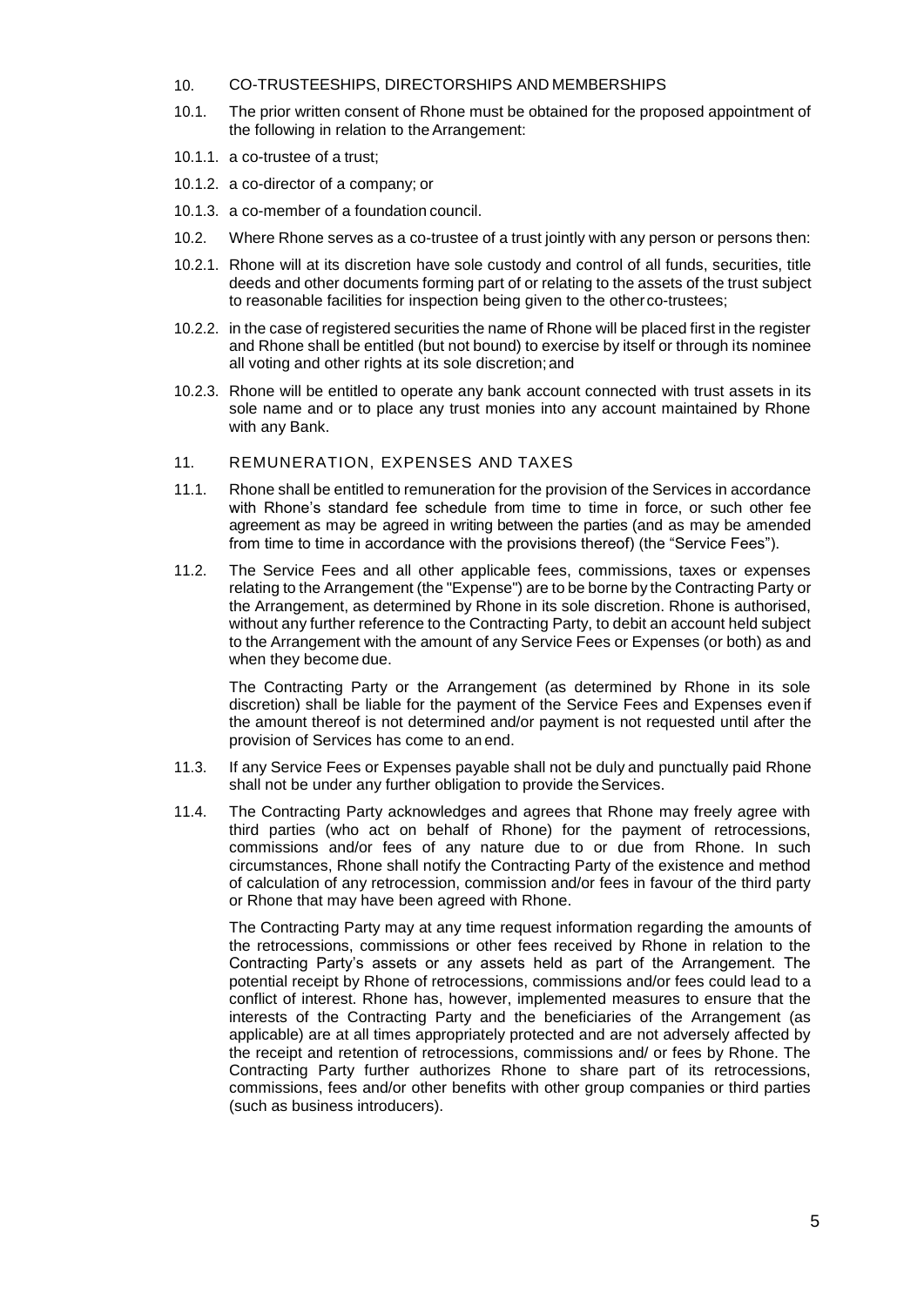## 10. CO-TRUSTEESHIPS, DIRECTORSHIPS AND MEMBERSHIPS

10.1. The prior written consent of Rhone must be obtained for the proposed appointment of the following in relation to the Arrangement:

10.1.1. a co-trustee of a trust;

10.1.2. a co-director of a company; or

10.1.3. a co-member of a foundation council.

10.2. Where Rhone serves as a co-trustee of a trust jointly with any person or persons then:

10.2.1. Rhone will at its discretion have sole custody and control of all funds, securities, title deeds and other documents forming part of or relating to the assets of the trust subject to reasonable facilities for inspection being given to the other co-trustees;

10.2.2. in the case of registered securities the name of Rhone will be placed first in the register and Rhone shall be entitled (but not bound) to exercise by itself or through its nominee all voting and other rights at its sole discretion; and

10.2.3. Rhone will be entitled to operate any bank account connected with trust assets in its sole name and or to place any trust monies into any account maintained by Rhone with any Bank.

## 11. REMUNERATION, EXPENSES AND TAXES

11.1. Rhone shall be entitled to remuneration for the provision of the Services in accordance with Rhone's standard fee schedule from time to time in force, or such other fee agreement as may be agreed in writing between the parties (and as may be amended from time to time in accordance with the provisions thereof) (the "Service Fees").

11.2. The Service Fees and all other applicable fees, commissions, taxes or expenses relating to the Arrangement (the "Expense") are to be borne by the Contracting Party or the Arrangement, as determined by Rhone in its sole discretion. Rhone is authorised, without any further reference to the Contracting Party, to debit an account held subject to the Arrangement with the amount of any Service Fees or Expenses (or both) as and when they become due.

The Contracting Party or the Arrangement (as determined by Rhone in its sole discretion) shall be liable for the payment of the Service Fees and Expenses even if the amount thereof is not determined and/or payment is not requested until after the provision of Services has come to an end.

11.3. If any Service Fees or Expenses payable shall not be duly and punctually paid Rhone shall not be under any further obligation to provide the Services.

11.4. The Contracting Party acknowledges and agrees that Rhone may freely agree with third parties (who act on behalf of Rhone) for the payment of retrocessions, commissions and/or fees of any nature due to or due from Rhone. In such circumstances, Rhone shall notify the Contracting Party of the existence and method of calculation of any retrocession, commission and/or fees in favour of the third party or Rhone that may have been agreed with Rhone.

The Contracting Party may at any time request information regarding the amounts of the retrocessions, commissions or other fees received by Rhone in relation to the Contracting Party's assets or any assets held as part of the Arrangement. The potential receipt by Rhone of retrocessions, commissions and/or fees could lead to a conflict of interest. Rhone has, however, implemented measures to ensure that the interests of the Contracting Party and the beneficiaries of the Arrangement (as applicable) are at all times appropriately protected and are not adversely affected by the receipt and retention of retrocessions, commissions and/ or fees by Rhone. The Contracting Party further authorizes Rhone to share part of its retrocessions, commissions, fees and/or other benefits with other group companies or third parties (such as business introducers).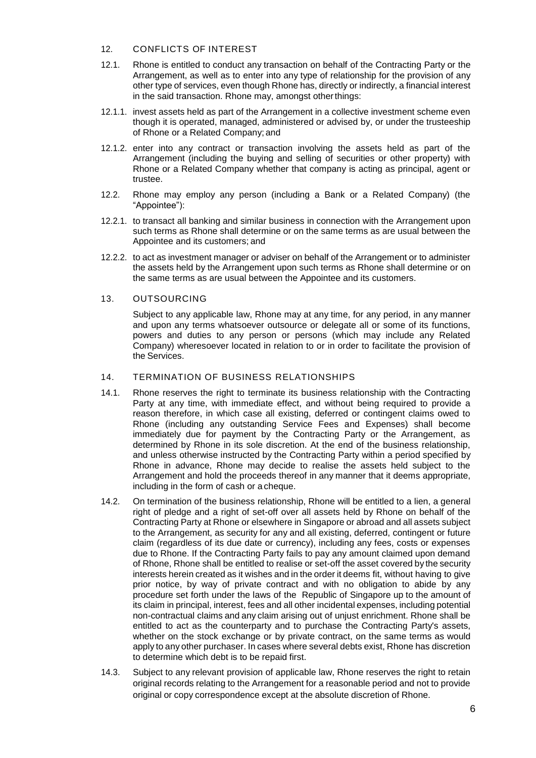## 12. CONFLICTS OF INTEREST

12.1. Rhone is entitled to conduct any transaction on behalf of the Contracting Party or the Arrangement, as well as to enter into any type of relationship for the provision of any other type of services, even though Rhone has, directly or indirectly, a financial interest in the said transaction. Rhone may, amongst other things:

12.1.1. invest assets held as part of the Arrangement in a collective investment scheme even though it is operated, managed, administered or advised by, or under the trusteeship of Rhone or a Related Company; and

12.1.2. enter into any contract or transaction involving the assets held as part of the Arrangement (including the buying and selling of securities or other property) with Rhone or a Related Company whether that company is acting as principal, agent or trustee.

12.2. Rhone may employ any person (including a Bank or a Related Company) (the "Appointee"):

12.2.1. to transact all banking and similar business in connection with the Arrangement upon such terms as Rhone shall determine or on the same terms as are usual between the Appointee and its customers; and

12.2.2. to act as investment manager or adviser on behalf of the Arrangement or to administer the assets held by the Arrangement upon such terms as Rhone shall determine or on the same terms as are usual between the Appointee and its customers.

## 13. OUTSOURCING

Subject to any applicable law, Rhone may at any time, for any period, in any manner and upon any terms whatsoever outsource or delegate all or some of its functions, powers and duties to any person or persons (which may include any Related Company) wheresoever located in relation to or in order to facilitate the provision of the Services.

## 14. TERMINATION OF BUSINESS RELATIONSHIPS

14.1. Rhone reserves the right to terminate its business relationship with the Contracting Party at any time, with immediate effect, and without being required to provide a reason therefore, in which case all existing, deferred or contingent claims owed to Rhone (including any outstanding Service Fees and Expenses) shall become immediately due for payment by the Contracting Party or the Arrangement, as determined by Rhone in its sole discretion. At the end of the business relationship, and unless otherwise instructed by the Contracting Party within a period specified by Rhone in advance, Rhone may decide to realise the assets held subject to the Arrangement and hold the proceeds thereof in any manner that it deems appropriate, including in the form of cash or a cheque.

14.2. On termination of the business relationship, Rhone will be entitled to a lien, a general right of pledge and a right of set-off over all assets held by Rhone on behalf of the Contracting Party at Rhone or elsewhere in Singapore or abroad and all assets subject to the Arrangement, as security for any and all existing, deferred, contingent or future claim (regardless of its due date or currency), including any fees, costs or expenses due to Rhone. If the Contracting Party fails to pay any amount claimed upon demand of Rhone, Rhone shall be entitled to realise or set-off the asset covered by the security interests herein created as it wishes and in the order it deems fit, without having to give prior notice, by way of private contract and with no obligation to abide by any procedure set forth under the laws of the Republic of Singapore up to the amount of its claim in principal, interest, fees and all other incidental expenses, including potential non-contractual claims and any claim arising out of unjust enrichment. Rhone shall be entitled to act as the counterparty and to purchase the Contracting Party's assets, whether on the stock exchange or by private contract, on the same terms as would apply to any other purchaser. In cases where several debts exist, Rhone has discretion to determine which debt is to be repaid first.

14.3. Subject to any relevant provision of applicable law, Rhone reserves the right to retain original records relating to the Arrangement for a reasonable period and not to provide original or copy correspondence except at the absolute discretion of Rhone.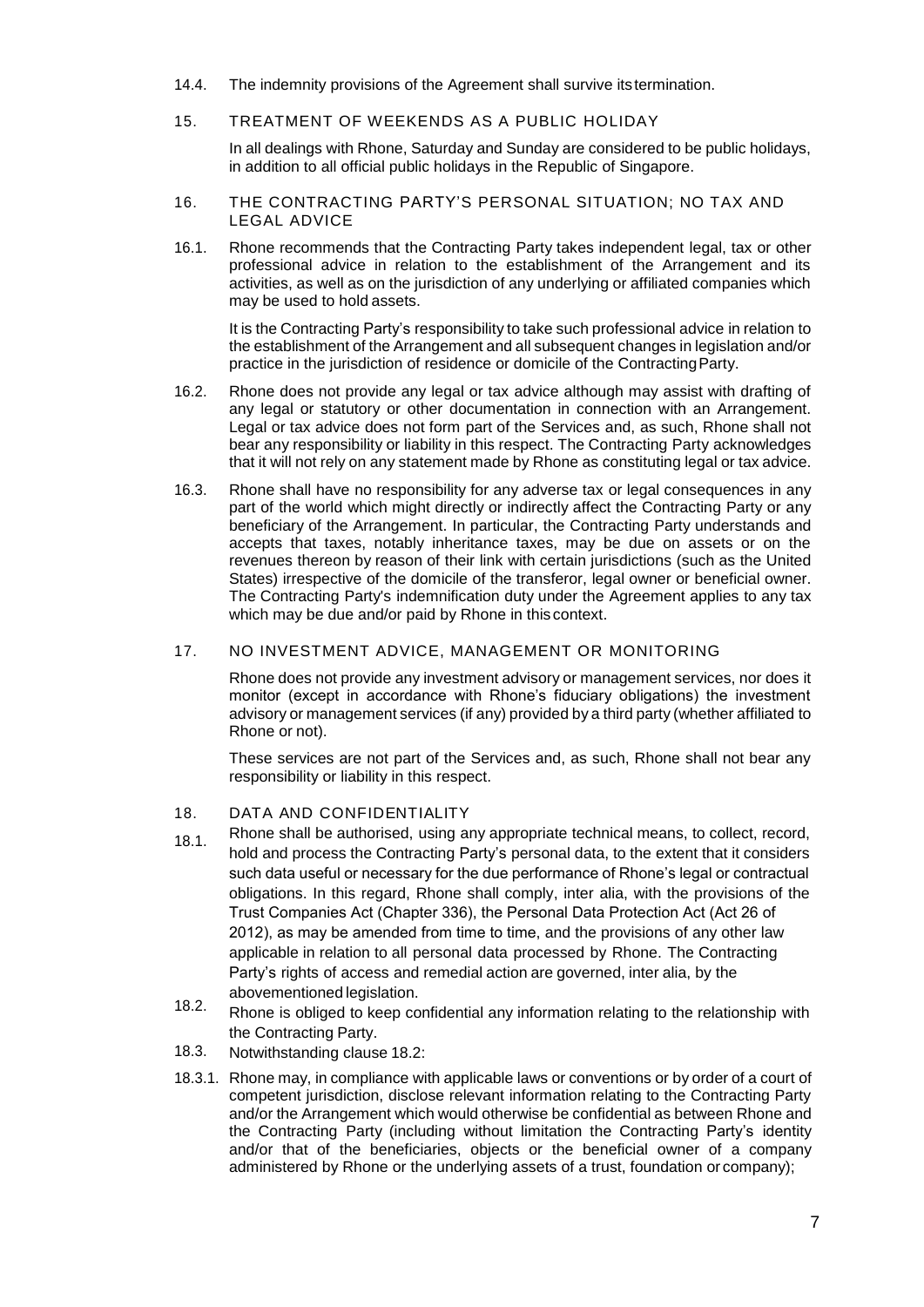14.4. The indemnity provisions of the Agreement shall survive its termination.

## 15. TREATMENT OF WEEKENDS AS A PUBLIC HOLIDAY

In all dealings with Rhone, Saturday and Sunday are considered to be public holidays, in addition to all official public holidays in the Republic of Singapore.

## 16. THE CONTRACTING PARTY'S PERSONAL SITUATION; NO TAX AND LEGAL ADVICE

16.1. Rhone recommends that the Contracting Party takes independent legal, tax or other professional advice in relation to the establishment of the Arrangement and its activities, as well as on the jurisdiction of any underlying or affiliated companies which may be used to hold assets.

It is the Contracting Party's responsibility to take such professional advice in relation to the establishment of the Arrangement and all subsequent changes in legislation and/or practice in the jurisdiction of residence or domicile of the Contracting Party.

16.2. Rhone does not provide any legal or tax advice although may assist with drafting of any legal or statutory or other documentation in connection with an Arrangement. Legal or tax advice does not form part of the Services and, as such, Rhone shall not bear any responsibility or liability in this respect. The Contracting Party acknowledges that it will not rely on any statement made by Rhone as constituting legal or tax advice.

16.3. Rhone shall have no responsibility for any adverse tax or legal consequences in any part of the world which might directly or indirectly affect the Contracting Party or any beneficiary of the Arrangement. In particular, the Contracting Party understands and accepts that taxes, notably inheritance taxes, may be due on assets or on the revenues thereon by reason of their link with certain jurisdictions (such as the United States) irrespective of the domicile of the transferor, legal owner or beneficial owner. The Contracting Party's indemnification duty under the Agreement applies to any tax which may be due and/or paid by Rhone in this context.

## 17. NO INVESTMENT ADVICE, MANAGEMENT OR MONITORING

Rhone does not provide any investment advisory or management services, nor does it monitor (except in accordance with Rhone's fiduciary obligations) the investment advisory or management services (if any) provided by a third party (whether affiliated to Rhone or not).

These services are not part of the Services and, as such, Rhone shall not bear any responsibility or liability in this respect.

## 18. DATA AND CONFIDENTIALITY

18.1. Rhone shall be authorised, using any appropriate technical means, to collect, record, hold and process the Contracting Party's personal data, to the extent that it considers such data useful or necessary for the due performance of Rhone's legal or contractual obligations. In this regard, Rhone shall comply, inter alia, with the provisions of the Trust Companies Act (Chapter 336), the Personal Data Protection Act (Act 26 of 2012), as may be amended from time to time, and the provisions of any other law applicable in relation to all personal data processed by Rhone. The Contracting Party's rights of access and remedial action are governed, inter alia, by the abovementioned legislation.

18.2. Rhone is obliged to keep confidential any information relating to the relationship with the Contracting Party.

18.3. Notwithstanding clause 18.2:

18.3.1. Rhone may, in compliance with applicable laws or conventions or by order of a court of competent jurisdiction, disclose relevant information relating to the Contracting Party and/or the Arrangement which would otherwise be confidential as between Rhone and the Contracting Party (including without limitation the Contracting Party's identity and/or that of the beneficiaries, objects or the beneficial owner of a company administered by Rhone or the underlying assets of a trust, foundation or company);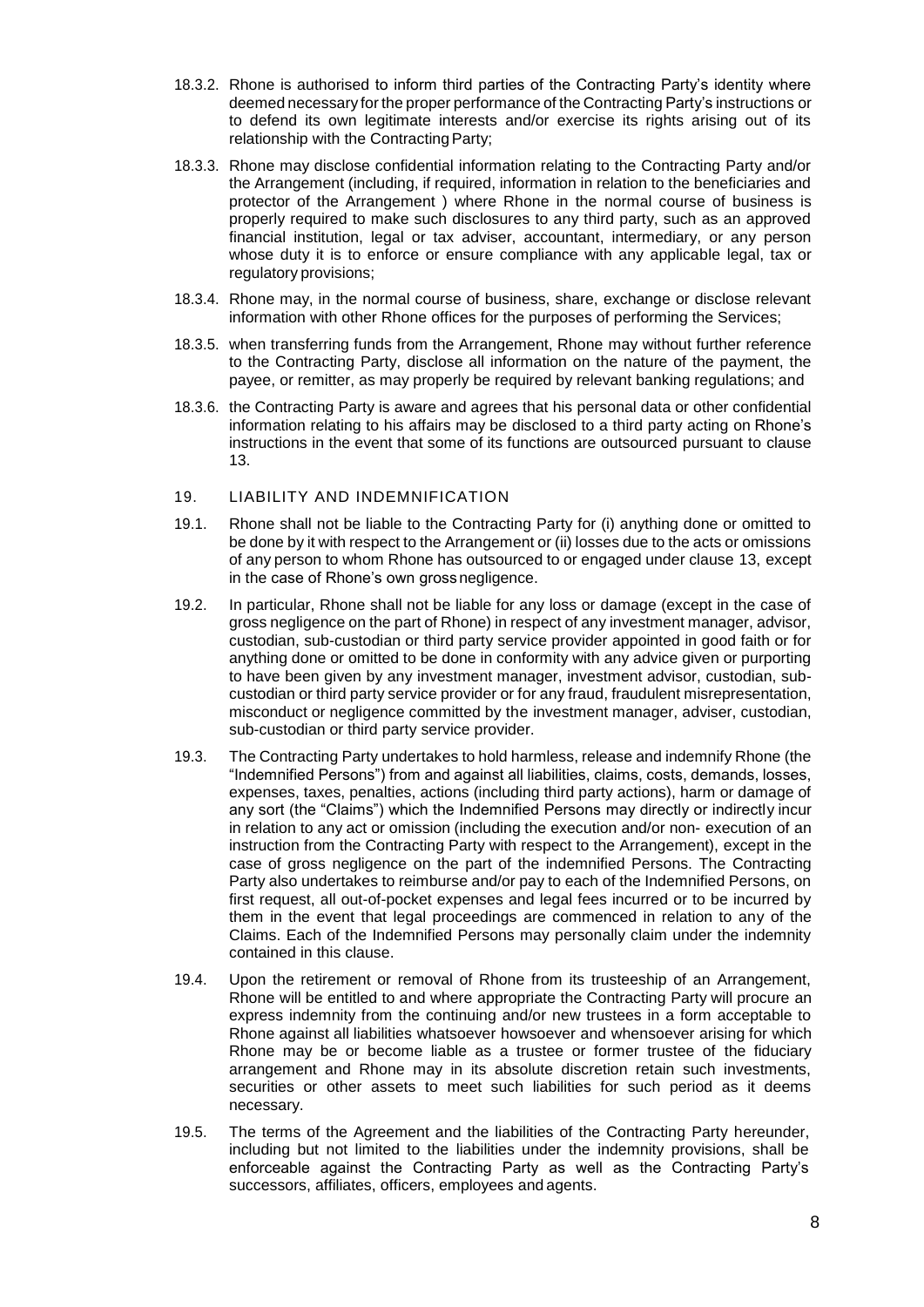18.3.2. Rhone is authorised to inform third parties of the Contracting Party's identity where deemed necessary for the proper performance of the Contracting Party's instructions or to defend its own legitimate interests and/or exercise its rights arising out of its relationship with the Contracting Party;

18.3.3. Rhone may disclose confidential information relating to the Contracting Party and/or the Arrangement (including, if required, information in relation to the beneficiaries and protector of the Arrangement ) where Rhone in the normal course of business is properly required to make such disclosures to any third party, such as an approved financial institution, legal or tax adviser, accountant, intermediary, or any person whose duty it is to enforce or ensure compliance with any applicable legal, tax or regulatory provisions;

18.3.4. Rhone may, in the normal course of business, share, exchange or disclose relevant information with other Rhone offices for the purposes of performing the Services;

18.3.5. when transferring funds from the Arrangement, Rhone may without further reference to the Contracting Party, disclose all information on the nature of the payment, the payee, or remitter, as may properly be required by relevant banking regulations; and

18.3.6. the Contracting Party is aware and agrees that his personal data or other confidential information relating to his affairs may be disclosed to a third party acting on Rhone's instructions in the event that some of its functions are outsourced pursuant to clause 13.

## 19. LIABILITY AND INDEMNIFICATION

19.1. Rhone shall not be liable to the Contracting Party for (i) anything done or omitted to be done by it with respect to the Arrangement or (ii) losses due to the acts or omissions of any person to whom Rhone has outsourced to or engaged under clause 13, except in the case of Rhone's own gross negligence.

19.2. In particular, Rhone shall not be liable for any loss or damage (except in the case of gross negligence on the part of Rhone) in respect of any investment manager, advisor, custodian, sub-custodian or third party service provider appointed in good faith or for anything done or omitted to be done in conformity with any advice given or purporting to have been given by any investment manager, investment advisor, custodian, sub-custodian or third party service provider or for any fraud, fraudulent misrepresentation, misconduct or negligence committed by the investment manager, adviser, custodian, sub-custodian or third party service provider.

19.3. The Contracting Party undertakes to hold harmless, release and indemnify Rhone (the "Indemnified Persons") from and against all liabilities, claims, costs, demands, losses, expenses, taxes, penalties, actions (including third party actions), harm or damage of any sort (the "Claims") which the Indemnified Persons may directly or indirectly incur in relation to any act or omission (including the execution and/or non- execution of an instruction from the Contracting Party with respect to the Arrangement), except in the case of gross negligence on the part of the indemnified Persons. The Contracting Party also undertakes to reimburse and/or pay to each of the Indemnified Persons, on first request, all out-of-pocket expenses and legal fees incurred or to be incurred by them in the event that legal proceedings are commenced in relation to any of the Claims. Each of the Indemnified Persons may personally claim under the indemnity contained in this clause.

19.4. Upon the retirement or removal of Rhone from its trusteeship of an Arrangement, Rhone will be entitled to and where appropriate the Contracting Party will procure an express indemnity from the continuing and/or new trustees in a form acceptable to Rhone against all liabilities whatsoever howsoever and whensoever arising for which Rhone may be or become liable as a trustee or former trustee of the fiduciary arrangement and Rhone may in its absolute discretion retain such investments, securities or other assets to meet such liabilities for such period as it deems necessary.

19.5. The terms of the Agreement and the liabilities of the Contracting Party hereunder, including but not limited to the liabilities under the indemnity provisions, shall be enforceable against the Contracting Party as well as the Contracting Party's successors, affiliates, officers, employees and agents.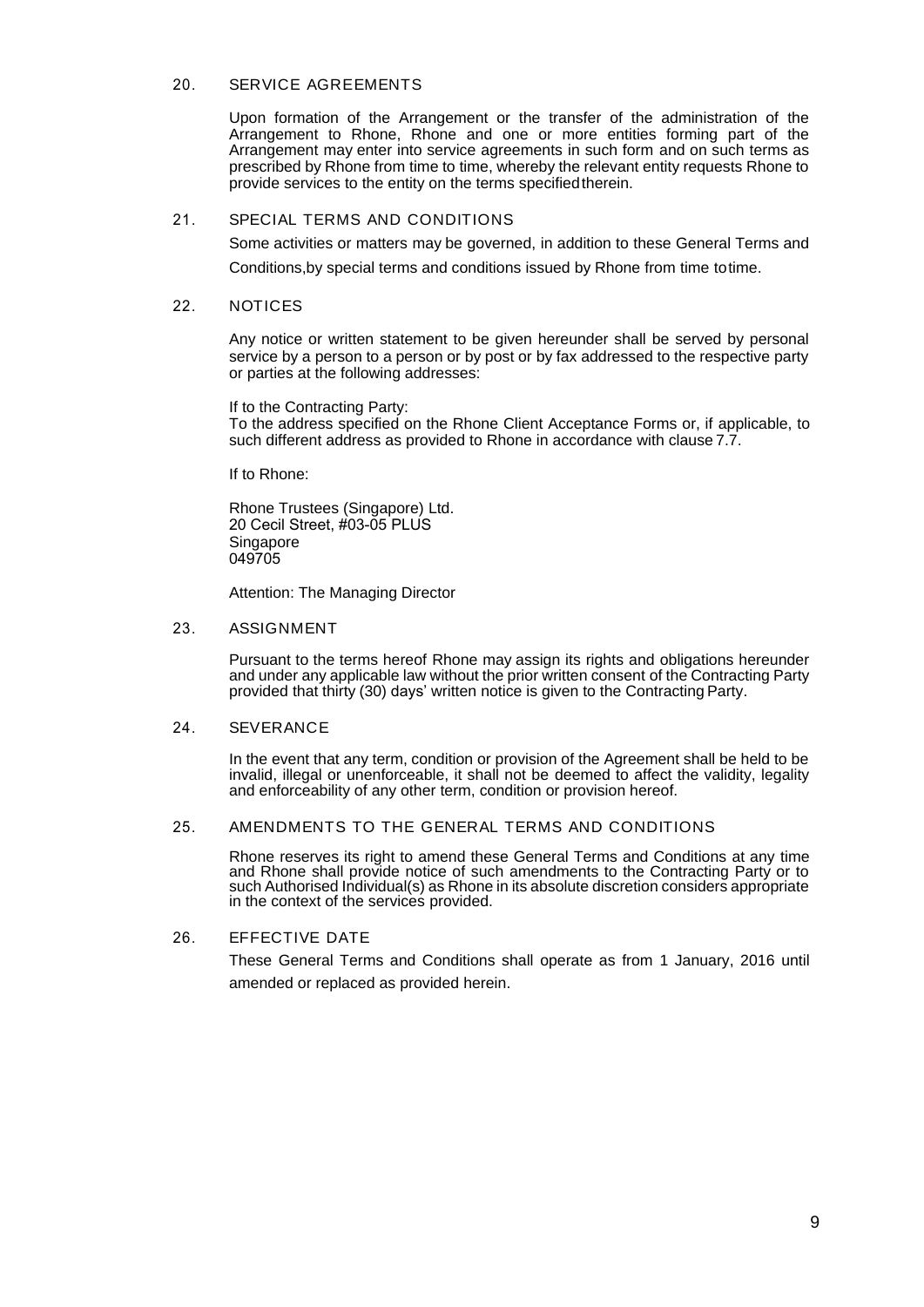## 20. SERVICE AGREEMENTS

Upon formation of the Arrangement or the transfer of the administration of the Arrangement to Rhone, Rhone and one or more entities forming part of the Arrangement may enter into service agreements in such form and on such terms as prescribed by Rhone from time to time, whereby the relevant entity requests Rhone to provide services to the entity on the terms specified therein.

## 21. SPECIAL TERMS AND CONDITIONS

Some activities or matters may be governed, in addition to these General Terms and Conditions, by special terms and conditions issued by Rhone from time to time.

## 22. NOTICES

Any notice or written statement to be given hereunder shall be served by personal service by a person to a person or by post or by fax addressed to the respective party or parties at the following addresses:

If to the Contracting Party:
To the address specified on the Rhone Client Acceptance Forms or, if applicable, to such different address as provided to Rhone in accordance with clause 7.7.

If to Rhone:

Rhone Trustees (Singapore) Ltd.
20 Cecil Street, #03-05 PLUS
Singapore
049705

Attention: The Managing Director

## 23. ASSIGNMENT

Pursuant to the terms hereof Rhone may assign its rights and obligations hereunder and under any applicable law without the prior written consent of the Contracting Party provided that thirty (30) days' written notice is given to the Contracting Party.

## 24. SEVERANCE

In the event that any term, condition or provision of the Agreement shall be held to be invalid, illegal or unenforceable, it shall not be deemed to affect the validity, legality and enforceability of any other term, condition or provision hereof.

## 25. AMENDMENTS TO THE GENERAL TERMS AND CONDITIONS

Rhone reserves its right to amend these General Terms and Conditions at any time and Rhone shall provide notice of such amendments to the Contracting Party or to such Authorised Individual(s) as Rhone in its absolute discretion considers appropriate in the context of the services provided.

## 26. EFFECTIVE DATE

These General Terms and Conditions shall operate as from 1 January, 2016 until amended or replaced as provided herein.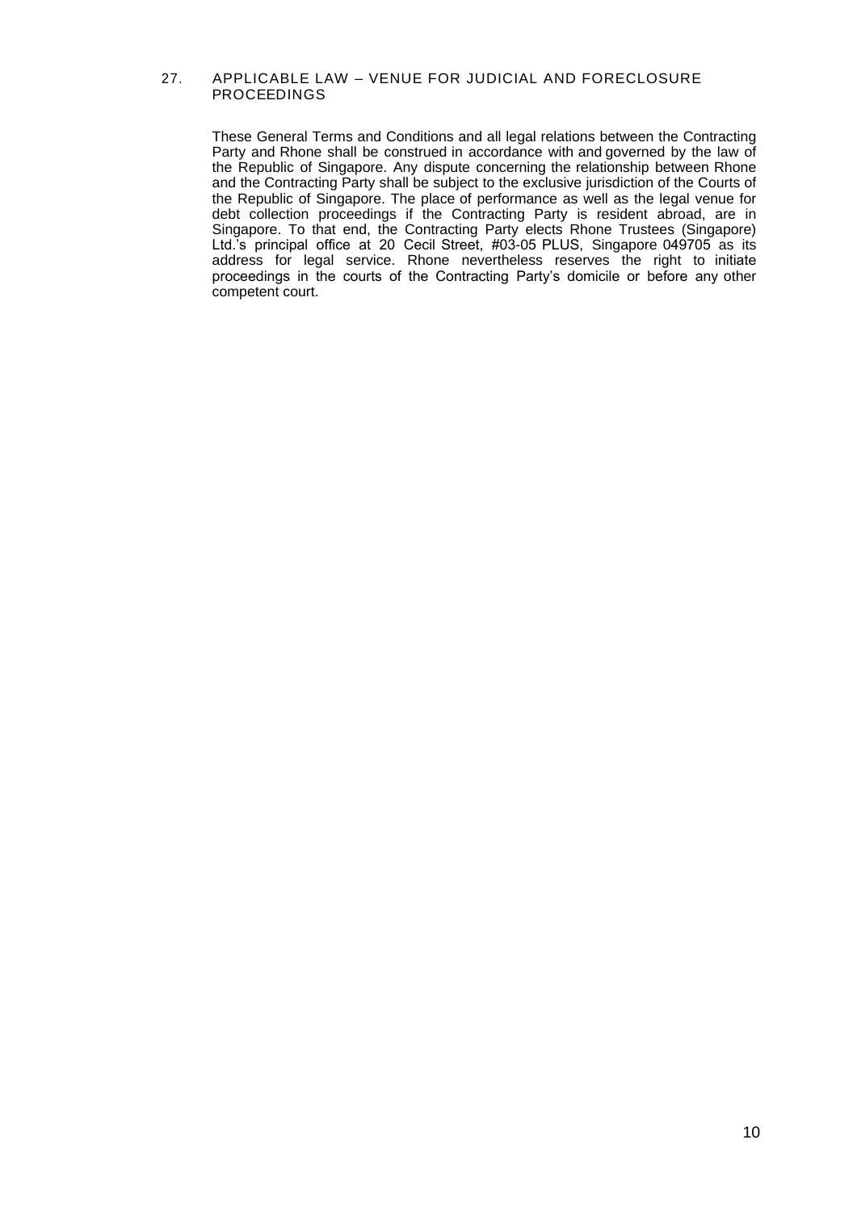## 27. APPLICABLE LAW – VENUE FOR JUDICIAL AND FORECLOSURE PROCEEDINGS

These General Terms and Conditions and all legal relations between the Contracting Party and Rhone shall be construed in accordance with and governed by the law of the Republic of Singapore. Any dispute concerning the relationship between Rhone and the Contracting Party shall be subject to the exclusive jurisdiction of the Courts of the Republic of Singapore. The place of performance as well as the legal venue for debt collection proceedings if the Contracting Party is resident abroad, are in Singapore. To that end, the Contracting Party elects Rhone Trustees (Singapore) Ltd.'s principal office at 20 Cecil Street, #03-05 PLUS, Singapore 049705 as its address for legal service. Rhone nevertheless reserves the right to initiate proceedings in the courts of the Contracting Party's domicile or before any other competent court.